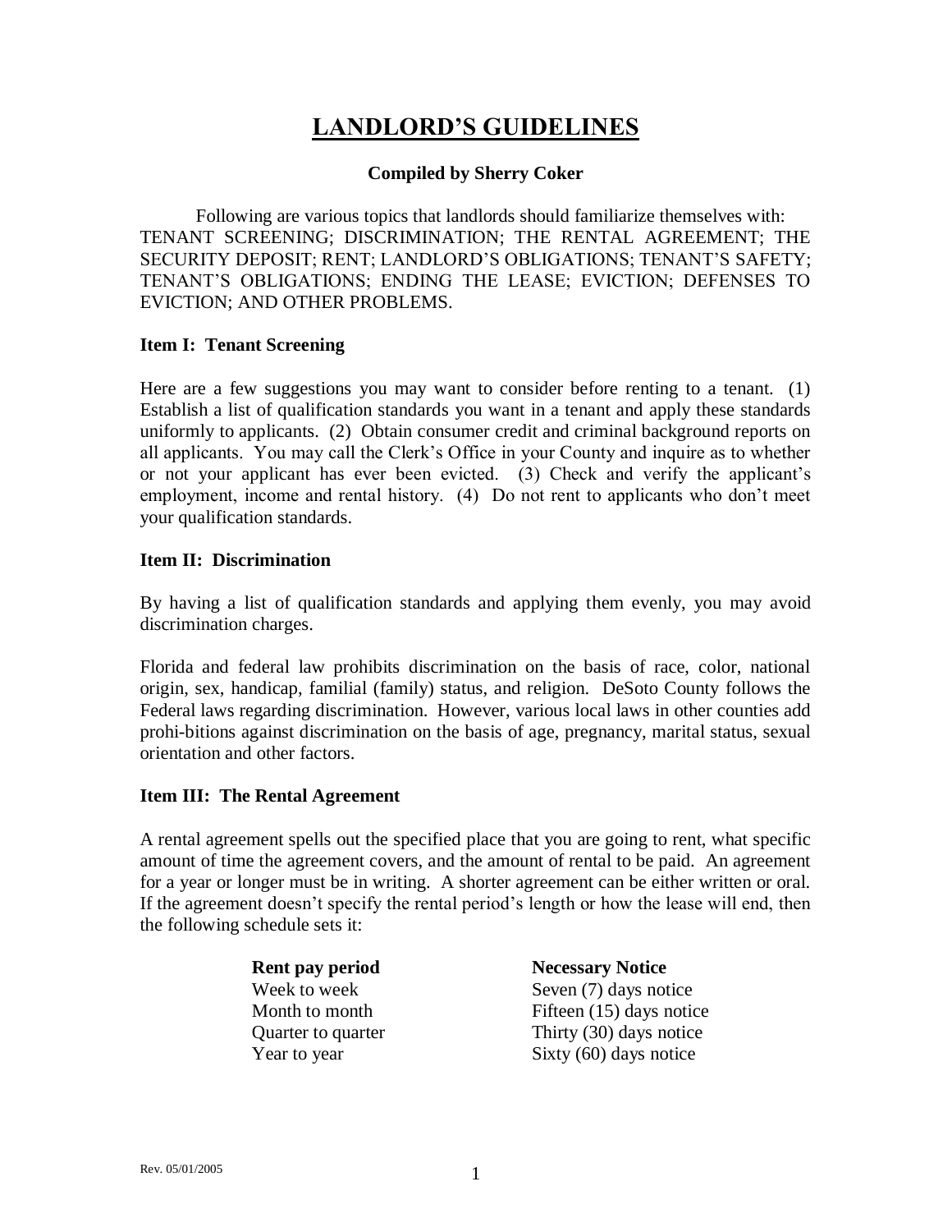# LANDLORD'S GUIDELINES

**Compiled by Sherry Coker**

Following are various topics that landlords should familiarize themselves with: TENANT SCREENING; DISCRIMINATION; THE RENTAL AGREEMENT; THE SECURITY DEPOSIT; RENT; LANDLORD'S OBLIGATIONS; TENANT'S SAFETY; TENANT'S OBLIGATIONS; ENDING THE LEASE; EVICTION; DEFENSES TO EVICTION; AND OTHER PROBLEMS.

### Item I: Tenant Screening

Here are a few suggestions you may want to consider before renting to a tenant. (1) Establish a list of qualification standards you want in a tenant and apply these standards uniformly to applicants. (2) Obtain consumer credit and criminal background reports on all applicants. You may call the Clerk's Office in your County and inquire as to whether or not your applicant has ever been evicted. (3) Check and verify the applicant's employment, income and rental history. (4) Do not rent to applicants who don't meet your qualification standards.

### Item II: Discrimination

By having a list of qualification standards and applying them evenly, you may avoid discrimination charges.

Florida and federal law prohibits discrimination on the basis of race, color, national origin, sex, handicap, familial (family) status, and religion. DeSoto County follows the Federal laws regarding discrimination. However, various local laws in other counties add prohi-bitions against discrimination on the basis of age, pregnancy, marital status, sexual orientation and other factors.

### Item III: The Rental Agreement

A rental agreement spells out the specified place that you are going to rent, what specific amount of time the agreement covers, and the amount of rental to be paid. An agreement for a year or longer must be in writing. A shorter agreement can be either written or oral. If the agreement doesn't specify the rental period's length or how the lease will end, then the following schedule sets it:

| Rent pay period | Necessary Notice |
| --- | --- |
| Week to week | Seven (7) days notice |
| Month to month | Fifteen (15) days notice |
| Quarter to quarter | Thirty (30) days notice |
| Year to year | Sixty (60) days notice |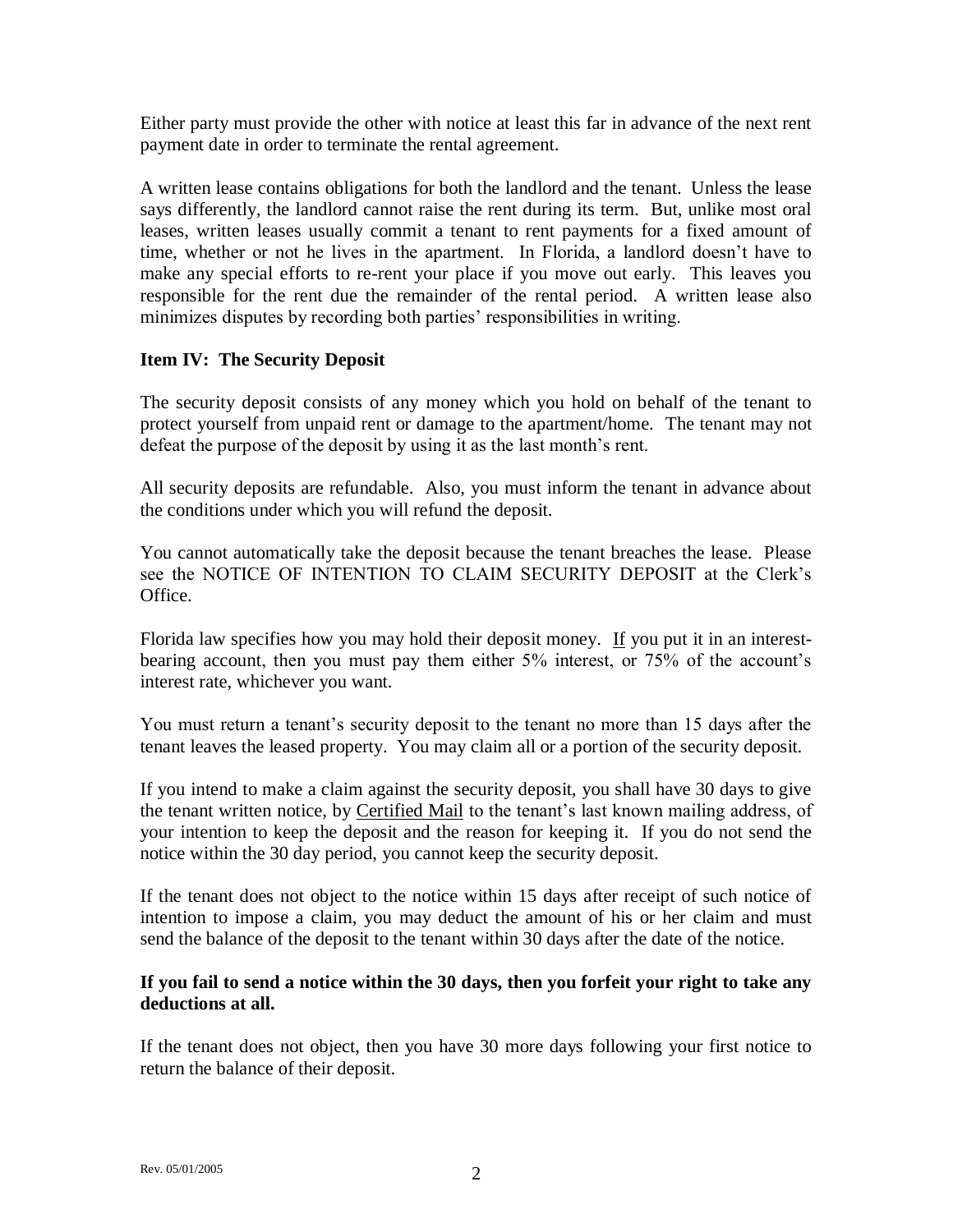Either party must provide the other with notice at least this far in advance of the next rent payment date in order to terminate the rental agreement.

A written lease contains obligations for both the landlord and the tenant. Unless the lease says differently, the landlord cannot raise the rent during its term. But, unlike most oral leases, written leases usually commit a tenant to rent payments for a fixed amount of time, whether or not he lives in the apartment. In Florida, a landlord doesn't have to make any special efforts to re-rent your place if you move out early. This leaves you responsible for the rent due the remainder of the rental period. A written lease also minimizes disputes by recording both parties' responsibilities in writing.

**Item IV: The Security Deposit**

The security deposit consists of any money which you hold on behalf of the tenant to protect yourself from unpaid rent or damage to the apartment/home. The tenant may not defeat the purpose of the deposit by using it as the last month's rent.

All security deposits are refundable. Also, you must inform the tenant in advance about the conditions under which you will refund the deposit.

You cannot automatically take the deposit because the tenant breaches the lease. Please see the NOTICE OF INTENTION TO CLAIM SECURITY DEPOSIT at the Clerk's Office.

Florida law specifies how you may hold their deposit money. <u>If</u> you put it in an interest-bearing account, then you must pay them either 5% interest, or 75% of the account's interest rate, whichever you want.

You must return a tenant's security deposit to the tenant no more than 15 days after the tenant leaves the leased property. You may claim all or a portion of the security deposit.

If you intend to make a claim against the security deposit, you shall have 30 days to give the tenant written notice, by <u>Certified Mail</u> to the tenant's last known mailing address, of your intention to keep the deposit and the reason for keeping it. If you do not send the notice within the 30 day period, you cannot keep the security deposit.

If the tenant does not object to the notice within 15 days after receipt of such notice of intention to impose a claim, you may deduct the amount of his or her claim and must send the balance of the deposit to the tenant within 30 days after the date of the notice.

**If you fail to send a notice within the 30 days, then you forfeit your right to take any deductions at all.**

If the tenant does not object, then you have 30 more days following your first notice to return the balance of their deposit.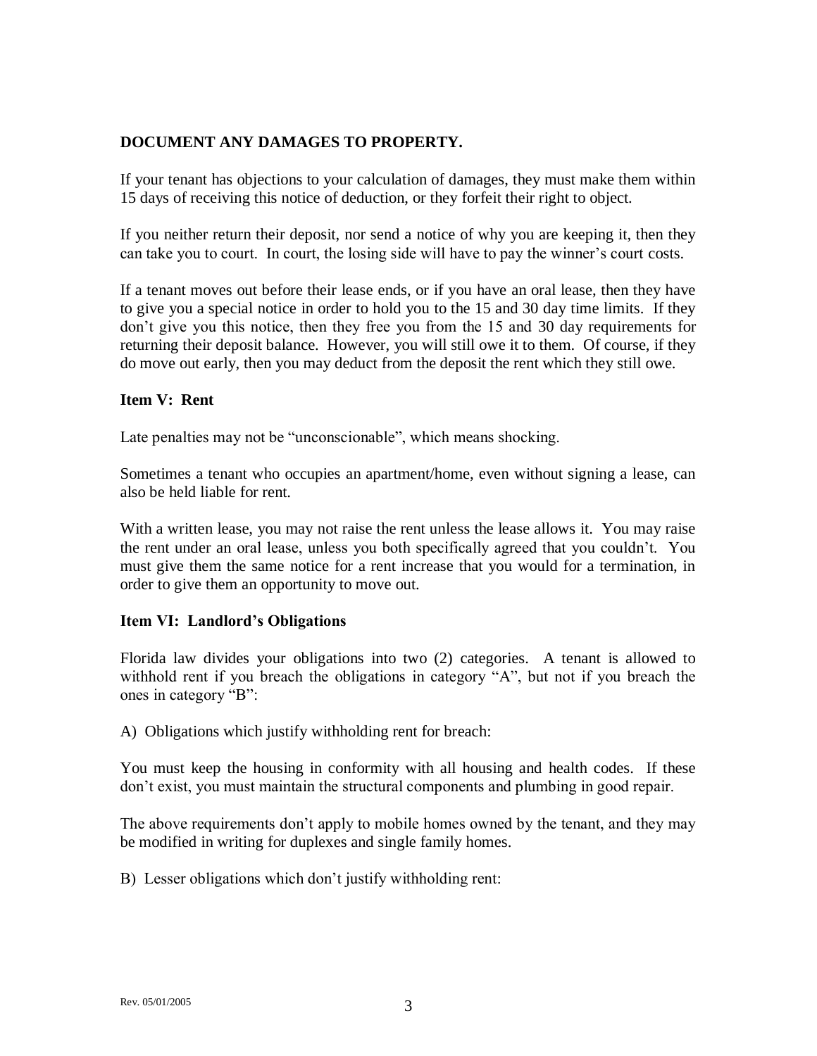**DOCUMENT ANY DAMAGES TO PROPERTY.**

If your tenant has objections to your calculation of damages, they must make them within 15 days of receiving this notice of deduction, or they forfeit their right to object.

If you neither return their deposit, nor send a notice of why you are keeping it, then they can take you to court. In court, the losing side will have to pay the winner's court costs.

If a tenant moves out before their lease ends, or if you have an oral lease, then they have to give you a special notice in order to hold you to the 15 and 30 day time limits. If they don't give you this notice, then they free you from the 15 and 30 day requirements for returning their deposit balance. However, you will still owe it to them. Of course, if they do move out early, then you may deduct from the deposit the rent which they still owe.

**Item V: Rent**

Late penalties may not be "unconscionable", which means shocking.

Sometimes a tenant who occupies an apartment/home, even without signing a lease, can also be held liable for rent.

With a written lease, you may not raise the rent unless the lease allows it. You may raise the rent under an oral lease, unless you both specifically agreed that you couldn't. You must give them the same notice for a rent increase that you would for a termination, in order to give them an opportunity to move out.

**Item VI: Landlord's Obligations**

Florida law divides your obligations into two (2) categories. A tenant is allowed to withhold rent if you breach the obligations in category "A", but not if you breach the ones in category "B":

A) Obligations which justify withholding rent for breach:

You must keep the housing in conformity with all housing and health codes. If these don't exist, you must maintain the structural components and plumbing in good repair.

The above requirements don't apply to mobile homes owned by the tenant, and they may be modified in writing for duplexes and single family homes.

B) Lesser obligations which don't justify withholding rent: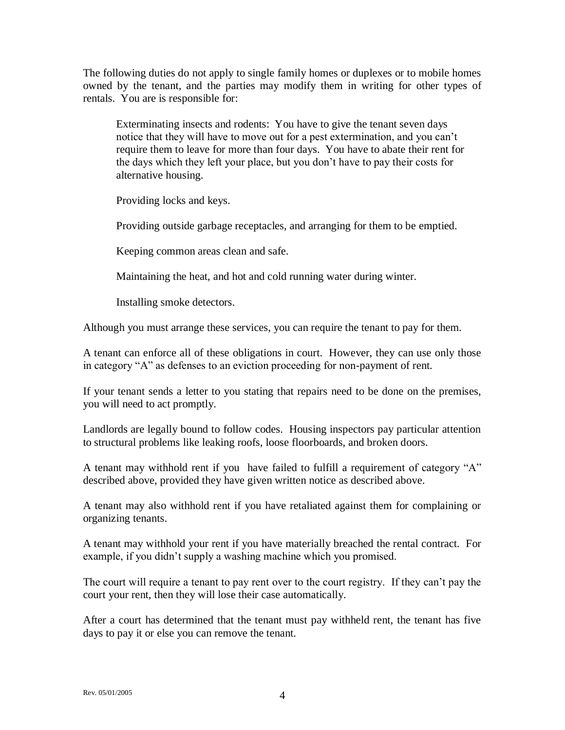The following duties do not apply to single family homes or duplexes or to mobile homes owned by the tenant, and the parties may modify them in writing for other types of rentals. You are is responsible for:

> Exterminating insects and rodents: You have to give the tenant seven days notice that they will have to move out for a pest extermination, and you can't require them to leave for more than four days. You have to abate their rent for the days which they left your place, but you don't have to pay their costs for alternative housing.
>
> Providing locks and keys.
>
> Providing outside garbage receptacles, and arranging for them to be emptied.
>
> Keeping common areas clean and safe.
>
> Maintaining the heat, and hot and cold running water during winter.
>
> Installing smoke detectors.

Although you must arrange these services, you can require the tenant to pay for them.

A tenant can enforce all of these obligations in court. However, they can use only those in category "A" as defenses to an eviction proceeding for non-payment of rent.

If your tenant sends a letter to you stating that repairs need to be done on the premises, you will need to act promptly.

Landlords are legally bound to follow codes. Housing inspectors pay particular attention to structural problems like leaking roofs, loose floorboards, and broken doors.

A tenant may withhold rent if you have failed to fulfill a requirement of category "A" described above, provided they have given written notice as described above.

A tenant may also withhold rent if you have retaliated against them for complaining or organizing tenants.

A tenant may withhold your rent if you have materially breached the rental contract. For example, if you didn't supply a washing machine which you promised.

The court will require a tenant to pay rent over to the court registry. If they can't pay the court your rent, then they will lose their case automatically.

After a court has determined that the tenant must pay withheld rent, the tenant has five days to pay it or else you can remove the tenant.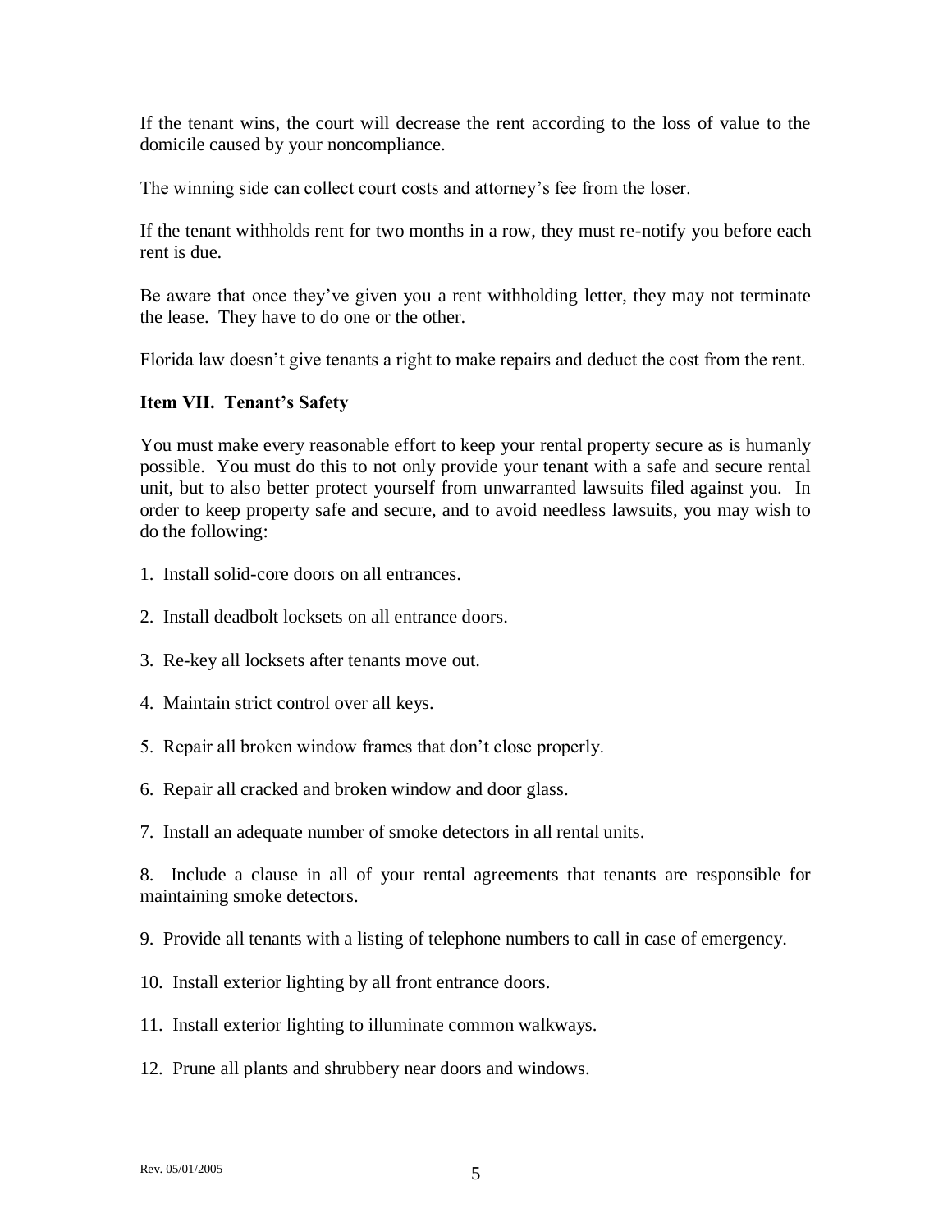If the tenant wins, the court will decrease the rent according to the loss of value to the domicile caused by your noncompliance.

The winning side can collect court costs and attorney's fee from the loser.

If the tenant withholds rent for two months in a row, they must re-notify you before each rent is due.

Be aware that once they've given you a rent withholding letter, they may not terminate the lease. They have to do one or the other.

Florida law doesn't give tenants a right to make repairs and deduct the cost from the rent.

**Item VII. Tenant's Safety**

You must make every reasonable effort to keep your rental property secure as is humanly possible. You must do this to not only provide your tenant with a safe and secure rental unit, but to also better protect yourself from unwarranted lawsuits filed against you. In order to keep property safe and secure, and to avoid needless lawsuits, you may wish to do the following:

1. Install solid-core doors on all entrances.

2. Install deadbolt locksets on all entrance doors.

3. Re-key all locksets after tenants move out.

4. Maintain strict control over all keys.

5. Repair all broken window frames that don't close properly.

6. Repair all cracked and broken window and door glass.

7. Install an adequate number of smoke detectors in all rental units.

8. Include a clause in all of your rental agreements that tenants are responsible for maintaining smoke detectors.

9. Provide all tenants with a listing of telephone numbers to call in case of emergency.

10. Install exterior lighting by all front entrance doors.

11. Install exterior lighting to illuminate common walkways.

12. Prune all plants and shrubbery near doors and windows.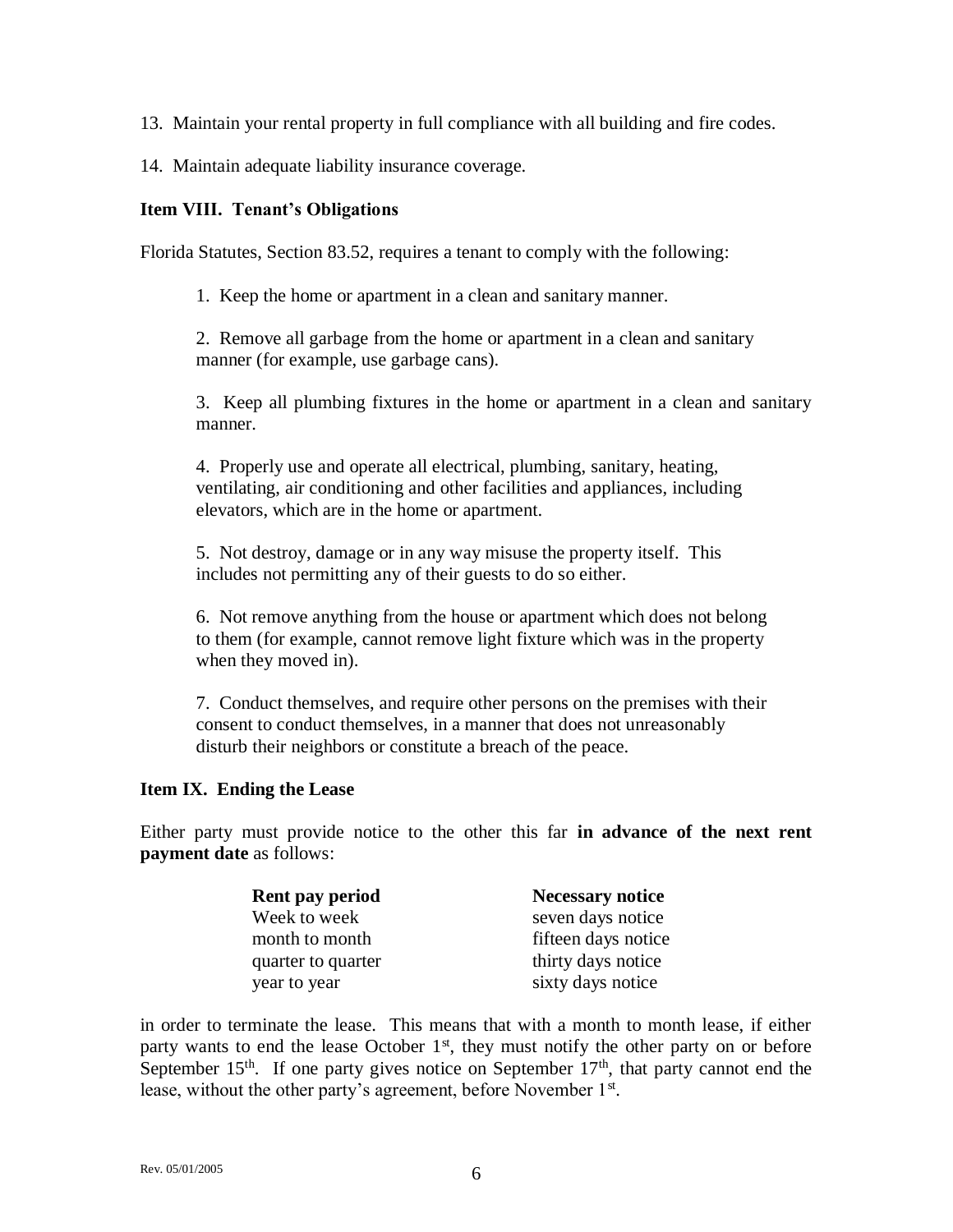13. Maintain your rental property in full compliance with all building and fire codes.

14. Maintain adequate liability insurance coverage.

### Item VIII. Tenant's Obligations

Florida Statutes, Section 83.52, requires a tenant to comply with the following:

1. Keep the home or apartment in a clean and sanitary manner.

2. Remove all garbage from the home or apartment in a clean and sanitary manner (for example, use garbage cans).

3. Keep all plumbing fixtures in the home or apartment in a clean and sanitary manner.

4. Properly use and operate all electrical, plumbing, sanitary, heating, ventilating, air conditioning and other facilities and appliances, including elevators, which are in the home or apartment.

5. Not destroy, damage or in any way misuse the property itself. This includes not permitting any of their guests to do so either.

6. Not remove anything from the house or apartment which does not belong to them (for example, cannot remove light fixture which was in the property when they moved in).

7. Conduct themselves, and require other persons on the premises with their consent to conduct themselves, in a manner that does not unreasonably disturb their neighbors or constitute a breach of the peace.

### Item IX. Ending the Lease

Either party must provide notice to the other this far **in advance of the next rent payment date** as follows:

| **Rent pay period** | **Necessary notice** |
| --- | --- |
| Week to week | seven days notice |
| month to month | fifteen days notice |
| quarter to quarter | thirty days notice |
| year to year | sixty days notice |

in order to terminate the lease. This means that with a month to month lease, if either party wants to end the lease October 1st, they must notify the other party on or before September 15th. If one party gives notice on September 17th, that party cannot end the lease, without the other party's agreement, before November 1st.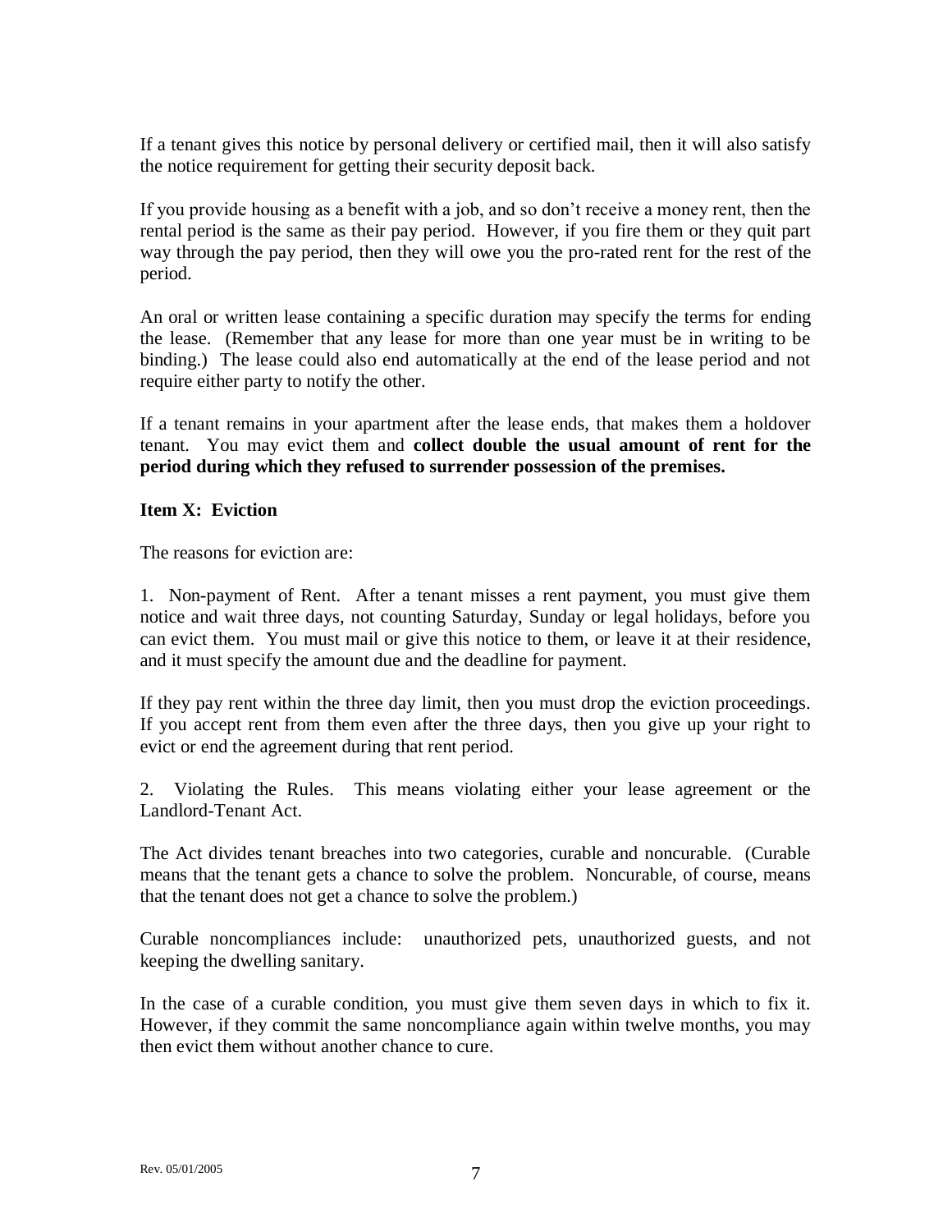If a tenant gives this notice by personal delivery or certified mail, then it will also satisfy the notice requirement for getting their security deposit back.

If you provide housing as a benefit with a job, and so don't receive a money rent, then the rental period is the same as their pay period. However, if you fire them or they quit part way through the pay period, then they will owe you the pro-rated rent for the rest of the period.

An oral or written lease containing a specific duration may specify the terms for ending the lease. (Remember that any lease for more than one year must be in writing to be binding.) The lease could also end automatically at the end of the lease period and not require either party to notify the other.

If a tenant remains in your apartment after the lease ends, that makes them a holdover tenant. You may evict them and **collect double the usual amount of rent for the period during which they refused to surrender possession of the premises.**

**Item X: Eviction**

The reasons for eviction are:

1. Non-payment of Rent. After a tenant misses a rent payment, you must give them notice and wait three days, not counting Saturday, Sunday or legal holidays, before you can evict them. You must mail or give this notice to them, or leave it at their residence, and it must specify the amount due and the deadline for payment.

If they pay rent within the three day limit, then you must drop the eviction proceedings. If you accept rent from them even after the three days, then you give up your right to evict or end the agreement during that rent period.

2. Violating the Rules. This means violating either your lease agreement or the Landlord-Tenant Act.

The Act divides tenant breaches into two categories, curable and noncurable. (Curable means that the tenant gets a chance to solve the problem. Noncurable, of course, means that the tenant does not get a chance to solve the problem.)

Curable noncompliances include: unauthorized pets, unauthorized guests, and not keeping the dwelling sanitary.

In the case of a curable condition, you must give them seven days in which to fix it. However, if they commit the same noncompliance again within twelve months, you may then evict them without another chance to cure.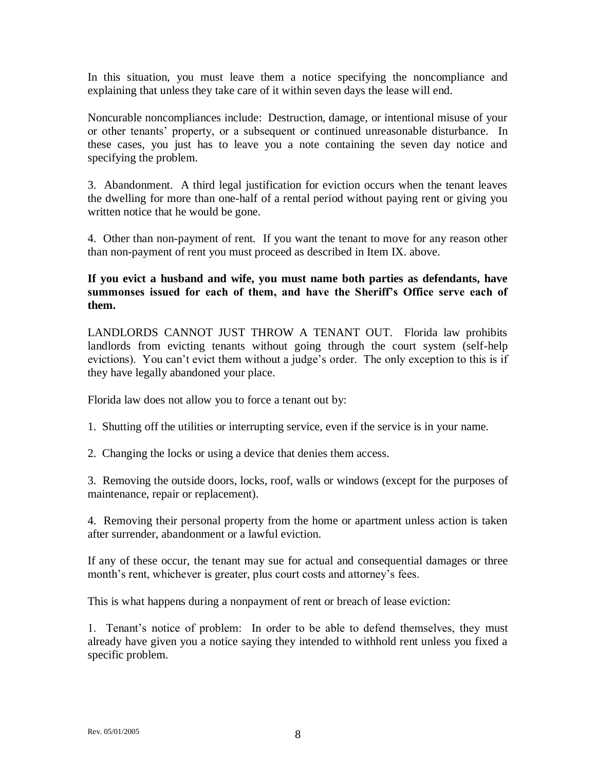In this situation, you must leave them a notice specifying the noncompliance and explaining that unless they take care of it within seven days the lease will end.

Noncurable noncompliances include: Destruction, damage, or intentional misuse of your or other tenants' property, or a subsequent or continued unreasonable disturbance. In these cases, you just has to leave you a note containing the seven day notice and specifying the problem.

3. Abandonment. A third legal justification for eviction occurs when the tenant leaves the dwelling for more than one-half of a rental period without paying rent or giving you written notice that he would be gone.

4. Other than non-payment of rent. If you want the tenant to move for any reason other than non-payment of rent you must proceed as described in Item IX. above.

**If you evict a husband and wife, you must name both parties as defendants, have summonses issued for each of them, and have the Sheriff's Office serve each of them.**

LANDLORDS CANNOT JUST THROW A TENANT OUT. Florida law prohibits landlords from evicting tenants without going through the court system (self-help evictions). You can't evict them without a judge's order. The only exception to this is if they have legally abandoned your place.

Florida law does not allow you to force a tenant out by:

1. Shutting off the utilities or interrupting service, even if the service is in your name.

2. Changing the locks or using a device that denies them access.

3. Removing the outside doors, locks, roof, walls or windows (except for the purposes of maintenance, repair or replacement).

4. Removing their personal property from the home or apartment unless action is taken after surrender, abandonment or a lawful eviction.

If any of these occur, the tenant may sue for actual and consequential damages or three month's rent, whichever is greater, plus court costs and attorney's fees.

This is what happens during a nonpayment of rent or breach of lease eviction:

1. Tenant's notice of problem: In order to be able to defend themselves, they must already have given you a notice saying they intended to withhold rent unless you fixed a specific problem.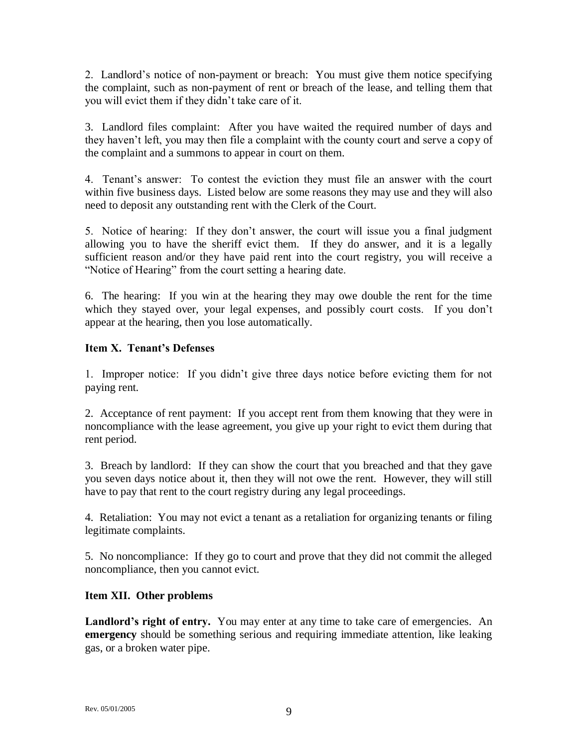2. Landlord's notice of non-payment or breach: You must give them notice specifying the complaint, such as non-payment of rent or breach of the lease, and telling them that you will evict them if they didn't take care of it.

3. Landlord files complaint: After you have waited the required number of days and they haven't left, you may then file a complaint with the county court and serve a copy of the complaint and a summons to appear in court on them.

4. Tenant's answer: To contest the eviction they must file an answer with the court within five business days. Listed below are some reasons they may use and they will also need to deposit any outstanding rent with the Clerk of the Court.

5. Notice of hearing: If they don't answer, the court will issue you a final judgment allowing you to have the sheriff evict them. If they do answer, and it is a legally sufficient reason and/or they have paid rent into the court registry, you will receive a "Notice of Hearing" from the court setting a hearing date.

6. The hearing: If you win at the hearing they may owe double the rent for the time which they stayed over, your legal expenses, and possibly court costs. If you don't appear at the hearing, then you lose automatically.

**Item X. Tenant's Defenses**

1. Improper notice: If you didn't give three days notice before evicting them for not paying rent.

2. Acceptance of rent payment: If you accept rent from them knowing that they were in noncompliance with the lease agreement, you give up your right to evict them during that rent period.

3. Breach by landlord: If they can show the court that you breached and that they gave you seven days notice about it, then they will not owe the rent. However, they will still have to pay that rent to the court registry during any legal proceedings.

4. Retaliation: You may not evict a tenant as a retaliation for organizing tenants or filing legitimate complaints.

5. No noncompliance: If they go to court and prove that they did not commit the alleged noncompliance, then you cannot evict.

**Item XII. Other problems**

**Landlord's right of entry.** You may enter at any time to take care of emergencies. An **emergency** should be something serious and requiring immediate attention, like leaking gas, or a broken water pipe.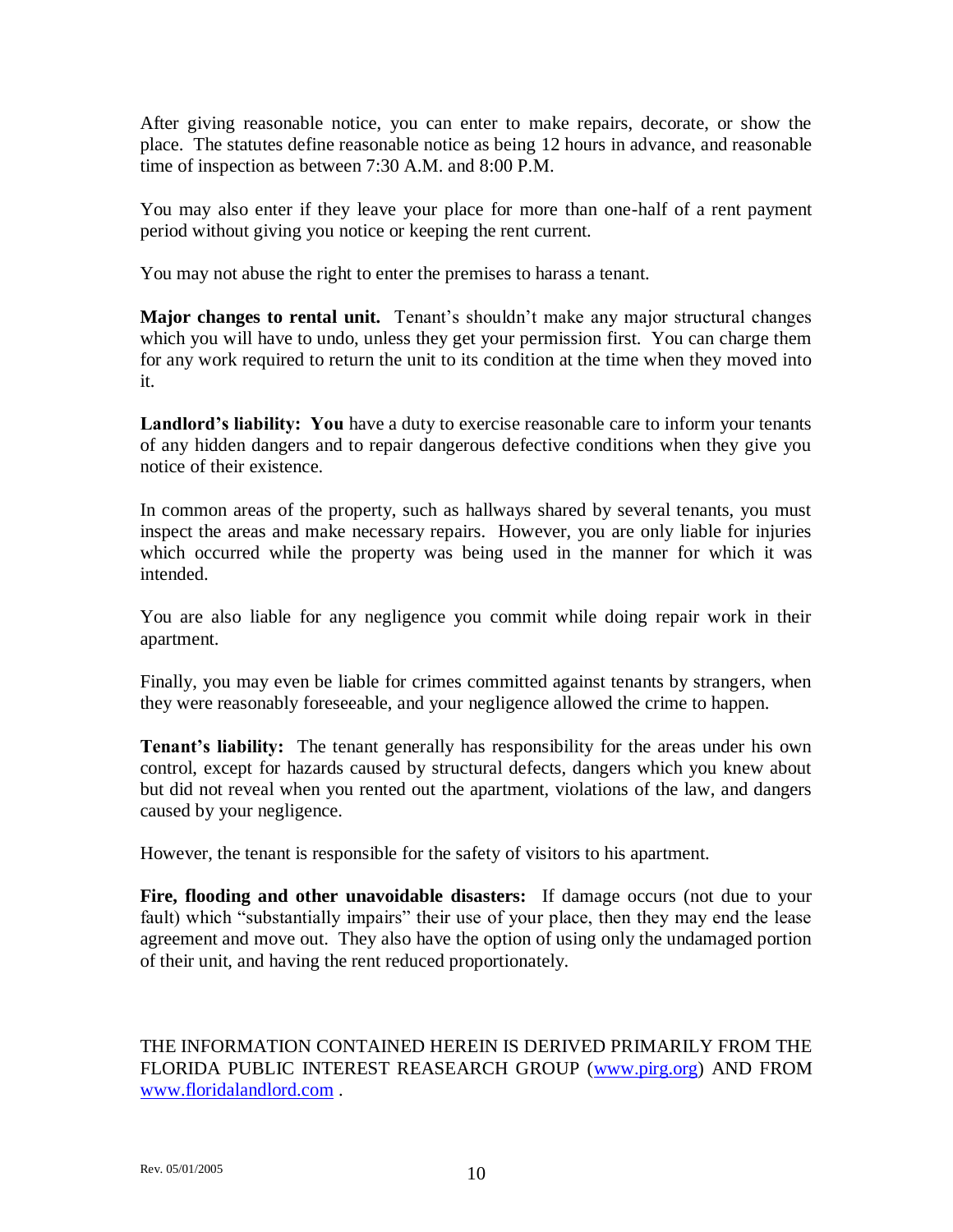After giving reasonable notice, you can enter to make repairs, decorate, or show the place. The statutes define reasonable notice as being 12 hours in advance, and reasonable time of inspection as between 7:30 A.M. and 8:00 P.M.

You may also enter if they leave your place for more than one-half of a rent payment period without giving you notice or keeping the rent current.

You may not abuse the right to enter the premises to harass a tenant.

**Major changes to rental unit.** Tenant's shouldn't make any major structural changes which you will have to undo, unless they get your permission first. You can charge them for any work required to return the unit to its condition at the time when they moved into it.

**Landlord's liability: You** have a duty to exercise reasonable care to inform your tenants of any hidden dangers and to repair dangerous defective conditions when they give you notice of their existence.

In common areas of the property, such as hallways shared by several tenants, you must inspect the areas and make necessary repairs. However, you are only liable for injuries which occurred while the property was being used in the manner for which it was intended.

You are also liable for any negligence you commit while doing repair work in their apartment.

Finally, you may even be liable for crimes committed against tenants by strangers, when they were reasonably foreseeable, and your negligence allowed the crime to happen.

**Tenant's liability:** The tenant generally has responsibility for the areas under his own control, except for hazards caused by structural defects, dangers which you knew about but did not reveal when you rented out the apartment, violations of the law, and dangers caused by your negligence.

However, the tenant is responsible for the safety of visitors to his apartment.

**Fire, flooding and other unavoidable disasters:** If damage occurs (not due to your fault) which "substantially impairs" their use of your place, then they may end the lease agreement and move out. They also have the option of using only the undamaged portion of their unit, and having the rent reduced proportionately.

THE INFORMATION CONTAINED HEREIN IS DERIVED PRIMARILY FROM THE FLORIDA PUBLIC INTEREST REASEARCH GROUP (www.pirg.org) AND FROM www.floridalandlord.com .

Rev. 05/01/2005